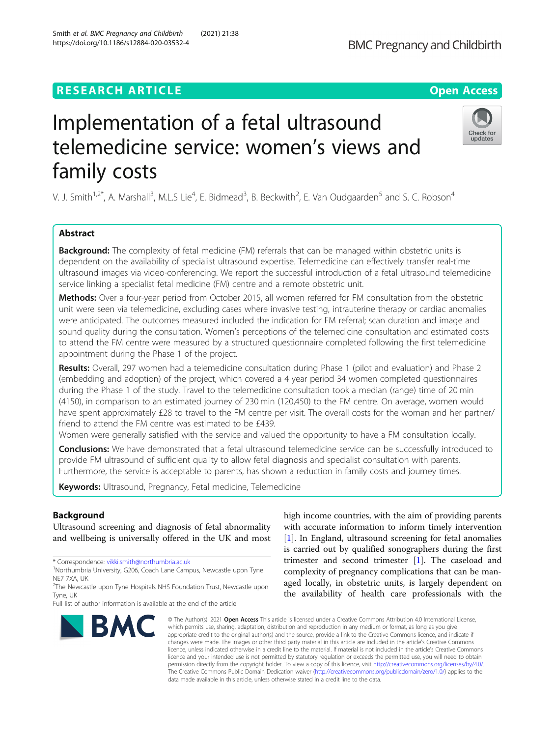RESEARCH ARTICLE

Open Access

# Implementation of a fetal ultrasound telemedicine service: women's views and family costs

V. J. Smith[1,2*], A. Marshall[3], M.L.S Lie[4], E. Bidmead[3], B. Beckwith[2], E. Van Oudgaarden[5] and S. C. Robson[4]

## Abstract

**Background:** The complexity of fetal medicine (FM) referrals that can be managed within obstetric units is dependent on the availability of specialist ultrasound expertise. Telemedicine can effectively transfer real-time ultrasound images via video-conferencing. We report the successful introduction of a fetal ultrasound telemedicine service linking a specialist fetal medicine (FM) centre and a remote obstetric unit.

**Methods:** Over a four-year period from October 2015, all women referred for FM consultation from the obstetric unit were seen via telemedicine, excluding cases where invasive testing, intrauterine therapy or cardiac anomalies were anticipated. The outcomes measured included the indication for FM referral; scan duration and image and sound quality during the consultation. Women's perceptions of the telemedicine consultation and estimated costs to attend the FM centre were measured by a structured questionnaire completed following the first telemedicine appointment during the Phase 1 of the project.

**Results:** Overall, 297 women had a telemedicine consultation during Phase 1 (pilot and evaluation) and Phase 2 (embedding and adoption) of the project, which covered a 4 year period 34 women completed questionnaires during the Phase 1 of the study. Travel to the telemedicine consultation took a median (range) time of 20 min (4150), in comparison to an estimated journey of 230 min (120,450) to the FM centre. On average, women would have spent approximately £28 to travel to the FM centre per visit. The overall costs for the woman and her partner/friend to attend the FM centre was estimated to be £439.

Women were generally satisfied with the service and valued the opportunity to have a FM consultation locally.

**Conclusions:** We have demonstrated that a fetal ultrasound telemedicine service can be successfully introduced to provide FM ultrasound of sufficient quality to allow fetal diagnosis and specialist consultation with parents. Furthermore, the service is acceptable to parents, has shown a reduction in family costs and journey times.

**Keywords:** Ultrasound, Pregnancy, Fetal medicine, Telemedicine

## Background

Ultrasound screening and diagnosis of fetal abnormality and wellbeing is universally offered in the UK and most high income countries, with the aim of providing parents with accurate information to inform timely intervention [1]. In England, ultrasound screening for fetal anomalies is carried out by qualified sonographers during the first trimester and second trimester [1]. The caseload and complexity of pregnancy complications that can be managed locally, in obstetric units, is largely dependent on the availability of health care professionals with the

\* Correspondence: vikki.smith@northumbria.ac.uk
[1]Northumbria University, G206, Coach Lane Campus, Newcastle upon Tyne NE7 7XA, UK
[2]The Newcastle upon Tyne Hospitals NHS Foundation Trust, Newcastle upon Tyne, UK
Full list of author information is available at the end of the article

© The Author(s). 2021 **Open Access** This article is licensed under a Creative Commons Attribution 4.0 International License, which permits use, sharing, adaptation, distribution and reproduction in any medium or format, as long as you give appropriate credit to the original author(s) and the source, provide a link to the Creative Commons licence, and indicate if changes were made. The images or other third party material in this article are included in the article's Creative Commons licence, unless indicated otherwise in a credit line to the material. If material is not included in the article's Creative Commons licence and your intended use is not permitted by statutory regulation or exceeds the permitted use, you will need to obtain permission directly from the copyright holder. To view a copy of this licence, visit http://creativecommons.org/licenses/by/4.0/. The Creative Commons Public Domain Dedication waiver (http://creativecommons.org/publicdomain/zero/1.0/) applies to the data made available in this article, unless otherwise stated in a credit line to the data.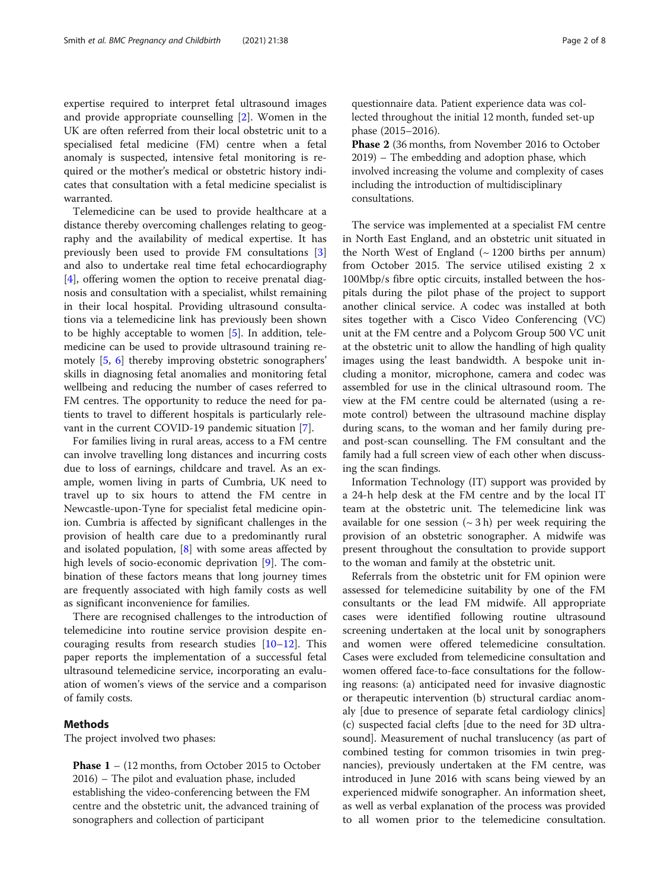expertise required to interpret fetal ultrasound images and provide appropriate counselling [2]. Women in the UK are often referred from their local obstetric unit to a specialised fetal medicine (FM) centre when a fetal anomaly is suspected, intensive fetal monitoring is required or the mother's medical or obstetric history indicates that consultation with a fetal medicine specialist is warranted.

Telemedicine can be used to provide healthcare at a distance thereby overcoming challenges relating to geography and the availability of medical expertise. It has previously been used to provide FM consultations [3] and also to undertake real time fetal echocardiography [4], offering women the option to receive prenatal diagnosis and consultation with a specialist, whilst remaining in their local hospital. Providing ultrasound consultations via a telemedicine link has previously been shown to be highly acceptable to women [5]. In addition, telemedicine can be used to provide ultrasound training remotely [5, 6] thereby improving obstetric sonographers' skills in diagnosing fetal anomalies and monitoring fetal wellbeing and reducing the number of cases referred to FM centres. The opportunity to reduce the need for patients to travel to different hospitals is particularly relevant in the current COVID-19 pandemic situation [7].

For families living in rural areas, access to a FM centre can involve travelling long distances and incurring costs due to loss of earnings, childcare and travel. As an example, women living in parts of Cumbria, UK need to travel up to six hours to attend the FM centre in Newcastle-upon-Tyne for specialist fetal medicine opinion. Cumbria is affected by significant challenges in the provision of health care due to a predominantly rural and isolated population, [8] with some areas affected by high levels of socio-economic deprivation [9]. The combination of these factors means that long journey times are frequently associated with high family costs as well as significant inconvenience for families.

There are recognised challenges to the introduction of telemedicine into routine service provision despite encouraging results from research studies [10–12]. This paper reports the implementation of a successful fetal ultrasound telemedicine service, incorporating an evaluation of women's views of the service and a comparison of family costs.

## Methods

The project involved two phases:

**Phase 1** – (12 months, from October 2015 to October 2016) – The pilot and evaluation phase, included establishing the video-conferencing between the FM centre and the obstetric unit, the advanced training of sonographers and collection of participant questionnaire data. Patient experience data was collected throughout the initial 12 month, funded set-up phase (2015–2016).

**Phase 2** (36 months, from November 2016 to October 2019) – The embedding and adoption phase, which involved increasing the volume and complexity of cases including the introduction of multidisciplinary consultations.

The service was implemented at a specialist FM centre in North East England, and an obstetric unit situated in the North West of England (~ 1200 births per annum) from October 2015. The service utilised existing 2 x 100Mbp/s fibre optic circuits, installed between the hospitals during the pilot phase of the project to support another clinical service. A codec was installed at both sites together with a Cisco Video Conferencing (VC) unit at the FM centre and a Polycom Group 500 VC unit at the obstetric unit to allow the handling of high quality images using the least bandwidth. A bespoke unit including a monitor, microphone, camera and codec was assembled for use in the clinical ultrasound room. The view at the FM centre could be alternated (using a remote control) between the ultrasound machine display during scans, to the woman and her family during pre- and post-scan counselling. The FM consultant and the family had a full screen view of each other when discussing the scan findings.

Information Technology (IT) support was provided by a 24-h help desk at the FM centre and by the local IT team at the obstetric unit. The telemedicine link was available for one session (~ 3 h) per week requiring the provision of an obstetric sonographer. A midwife was present throughout the consultation to provide support to the woman and family at the obstetric unit.

Referrals from the obstetric unit for FM opinion were assessed for telemedicine suitability by one of the FM consultants or the lead FM midwife. All appropriate cases were identified following routine ultrasound screening undertaken at the local unit by sonographers and women were offered telemedicine consultation. Cases were excluded from telemedicine consultation and women offered face-to-face consultations for the following reasons: (a) anticipated need for invasive diagnostic or therapeutic intervention (b) structural cardiac anomaly [due to presence of separate fetal cardiology clinics] (c) suspected facial clefts [due to the need for 3D ultrasound]. Measurement of nuchal translucency (as part of combined testing for common trisomies in twin pregnancies), previously undertaken at the FM centre, was introduced in June 2016 with scans being viewed by an experienced midwife sonographer. An information sheet, as well as verbal explanation of the process was provided to all women prior to the telemedicine consultation.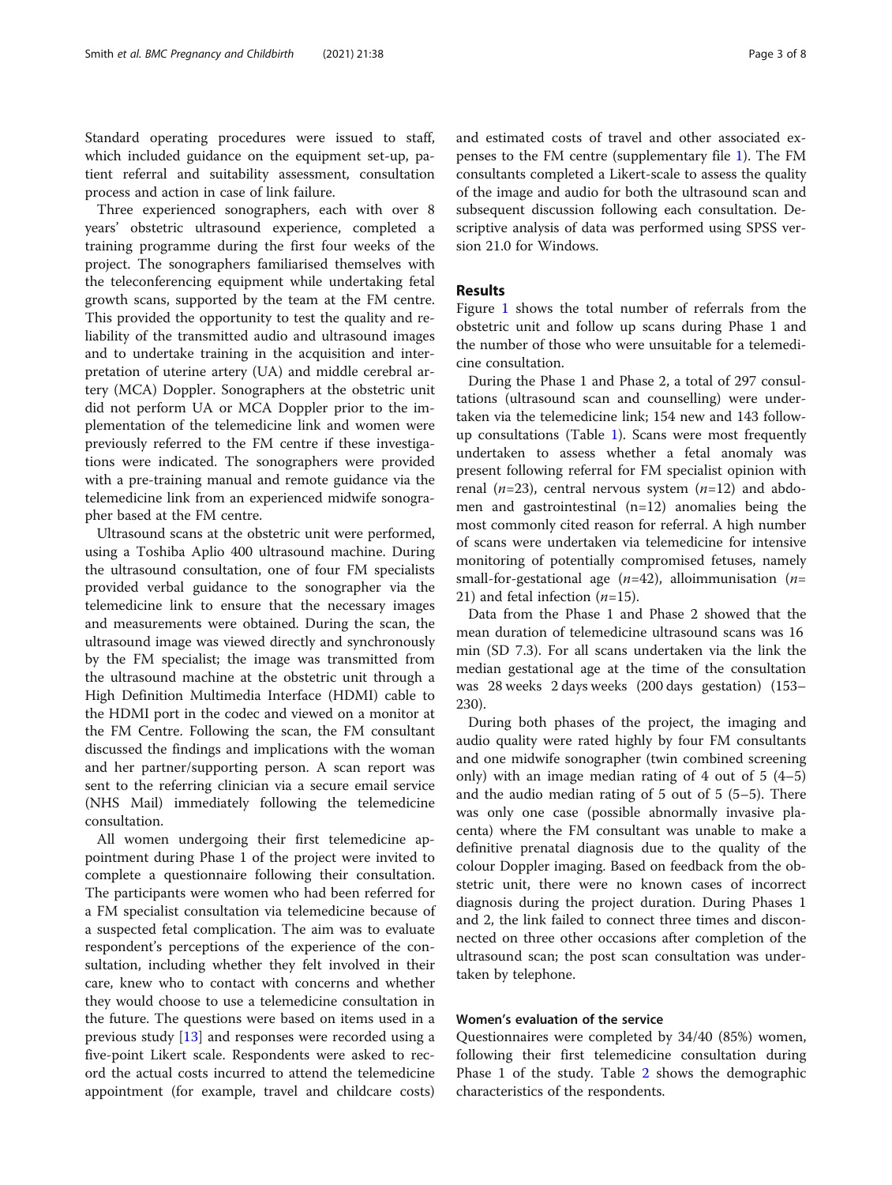Standard operating procedures were issued to staff, which included guidance on the equipment set-up, patient referral and suitability assessment, consultation process and action in case of link failure.

Three experienced sonographers, each with over 8 years' obstetric ultrasound experience, completed a training programme during the first four weeks of the project. The sonographers familiarised themselves with the teleconferencing equipment while undertaking fetal growth scans, supported by the team at the FM centre. This provided the opportunity to test the quality and reliability of the transmitted audio and ultrasound images and to undertake training in the acquisition and interpretation of uterine artery (UA) and middle cerebral artery (MCA) Doppler. Sonographers at the obstetric unit did not perform UA or MCA Doppler prior to the implementation of the telemedicine link and women were previously referred to the FM centre if these investigations were indicated. The sonographers were provided with a pre-training manual and remote guidance via the telemedicine link from an experienced midwife sonographer based at the FM centre.

Ultrasound scans at the obstetric unit were performed, using a Toshiba Aplio 400 ultrasound machine. During the ultrasound consultation, one of four FM specialists provided verbal guidance to the sonographer via the telemedicine link to ensure that the necessary images and measurements were obtained. During the scan, the ultrasound image was viewed directly and synchronously by the FM specialist; the image was transmitted from the ultrasound machine at the obstetric unit through a High Definition Multimedia Interface (HDMI) cable to the HDMI port in the codec and viewed on a monitor at the FM Centre. Following the scan, the FM consultant discussed the findings and implications with the woman and her partner/supporting person. A scan report was sent to the referring clinician via a secure email service (NHS Mail) immediately following the telemedicine consultation.

All women undergoing their first telemedicine appointment during Phase 1 of the project were invited to complete a questionnaire following their consultation. The participants were women who had been referred for a FM specialist consultation via telemedicine because of a suspected fetal complication. The aim was to evaluate respondent's perceptions of the experience of the consultation, including whether they felt involved in their care, knew who to contact with concerns and whether they would choose to use a telemedicine consultation in the future. The questions were based on items used in a previous study [13] and responses were recorded using a five-point Likert scale. Respondents were asked to record the actual costs incurred to attend the telemedicine appointment (for example, travel and childcare costs) and estimated costs of travel and other associated expenses to the FM centre (supplementary file 1). The FM consultants completed a Likert-scale to assess the quality of the image and audio for both the ultrasound scan and subsequent discussion following each consultation. Descriptive analysis of data was performed using SPSS version 21.0 for Windows.

## Results

Figure 1 shows the total number of referrals from the obstetric unit and follow up scans during Phase 1 and the number of those who were unsuitable for a telemedicine consultation.

During the Phase 1 and Phase 2, a total of 297 consultations (ultrasound scan and counselling) were undertaken via the telemedicine link; 154 new and 143 follow-up consultations (Table 1). Scans were most frequently undertaken to assess whether a fetal anomaly was present following referral for FM specialist opinion with renal (*n*=23), central nervous system (*n*=12) and abdomen and gastrointestinal (n=12) anomalies being the most commonly cited reason for referral. A high number of scans were undertaken via telemedicine for intensive monitoring of potentially compromised fetuses, namely small-for-gestational age (*n*=42), alloimmunisation (*n*= 21) and fetal infection (*n*=15).

Data from the Phase 1 and Phase 2 showed that the mean duration of telemedicine ultrasound scans was 16 min (SD 7.3). For all scans undertaken via the link the median gestational age at the time of the consultation was 28 weeks 2 days weeks (200 days gestation) (153–230).

During both phases of the project, the imaging and audio quality were rated highly by four FM consultants and one midwife sonographer (twin combined screening only) with an image median rating of 4 out of 5 (4–5) and the audio median rating of 5 out of 5 (5–5). There was only one case (possible abnormally invasive placenta) where the FM consultant was unable to make a definitive prenatal diagnosis due to the quality of the colour Doppler imaging. Based on feedback from the obstetric unit, there were no known cases of incorrect diagnosis during the project duration. During Phases 1 and 2, the link failed to connect three times and disconnected on three other occasions after completion of the ultrasound scan; the post scan consultation was undertaken by telephone.

### Women's evaluation of the service

Questionnaires were completed by 34/40 (85%) women, following their first telemedicine consultation during Phase 1 of the study. Table 2 shows the demographic characteristics of the respondents.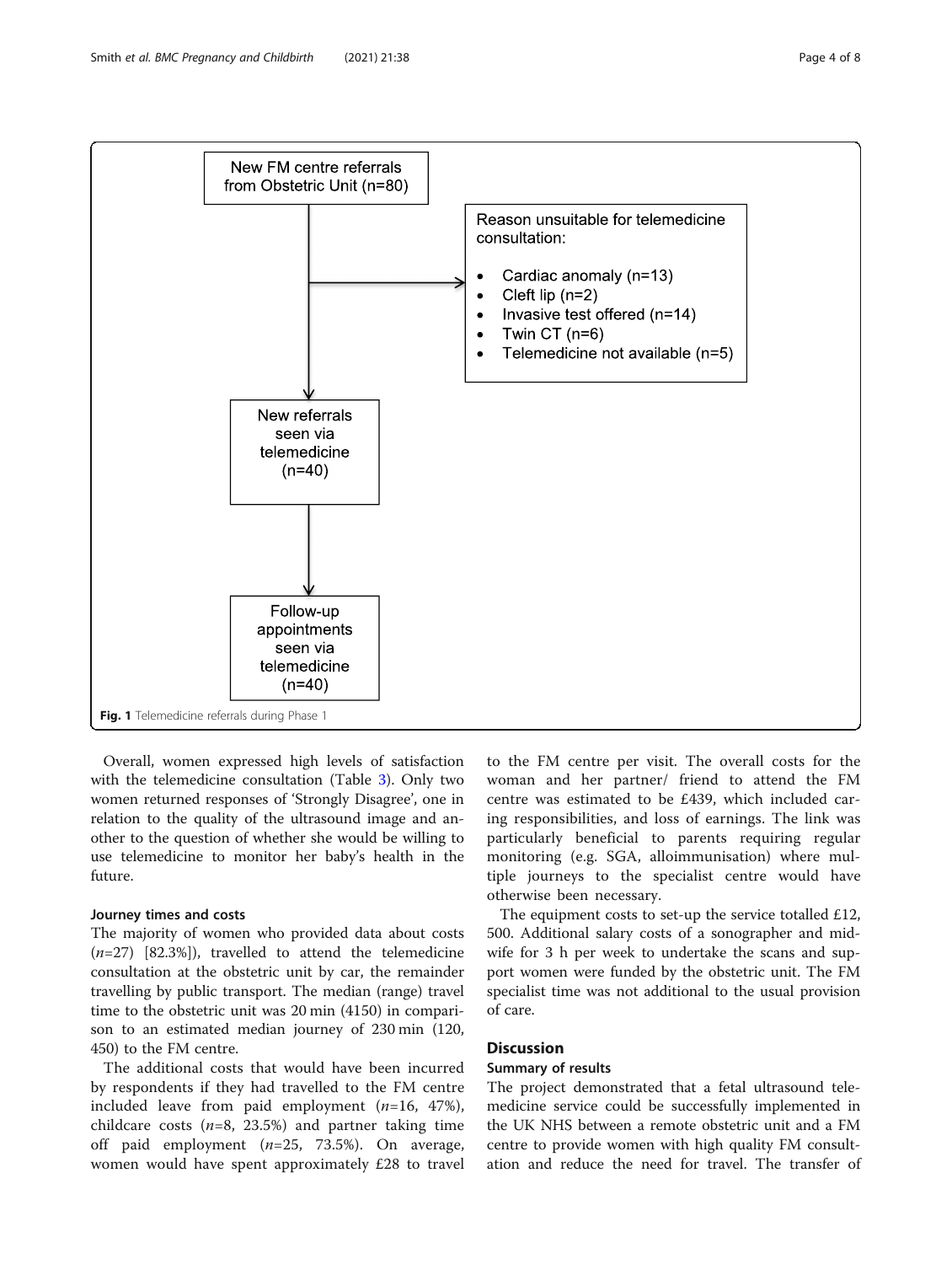New FM centre referrals from Obstetric Unit (n=80)

Reason unsuitable for telemedicine consultation:

- Cardiac anomaly (n=13)
- Cleft lip (n=2)
- Invasive test offered (n=14)
- Twin CT (n=6)
- Telemedicine not available (n=5)

New referrals seen via telemedicine (n=40)

Follow-up appointments seen via telemedicine (n=40)

**Fig. 1** Telemedicine referrals during Phase 1

Overall, women expressed high levels of satisfaction with the telemedicine consultation (Table 3). Only two women returned responses of 'Strongly Disagree', one in relation to the quality of the ultrasound image and another to the question of whether she would be willing to use telemedicine to monitor her baby's health in the future.

#### Journey times and costs

The majority of women who provided data about costs (*n*=27) [82.3%]), travelled to attend the telemedicine consultation at the obstetric unit by car, the remainder travelling by public transport. The median (range) travel time to the obstetric unit was 20 min (4150) in comparison to an estimated median journey of 230 min (120, 450) to the FM centre.

The additional costs that would have been incurred by respondents if they had travelled to the FM centre included leave from paid employment (*n*=16, 47%), childcare costs (*n*=8, 23.5%) and partner taking time off paid employment (*n*=25, 73.5%). On average, women would have spent approximately £28 to travel to the FM centre per visit. The overall costs for the woman and her partner/ friend to attend the FM centre was estimated to be £439, which included caring responsibilities, and loss of earnings. The link was particularly beneficial to parents requiring regular monitoring (e.g. SGA, alloimmunisation) where multiple journeys to the specialist centre would have otherwise been necessary.

The equipment costs to set-up the service totalled £12, 500. Additional salary costs of a sonographer and midwife for 3 h per week to undertake the scans and support women were funded by the obstetric unit. The FM specialist time was not additional to the usual provision of care.

## Discussion

### Summary of results

The project demonstrated that a fetal ultrasound telemedicine service could be successfully implemented in the UK NHS between a remote obstetric unit and a FM centre to provide women with high quality FM consultation and reduce the need for travel. The transfer of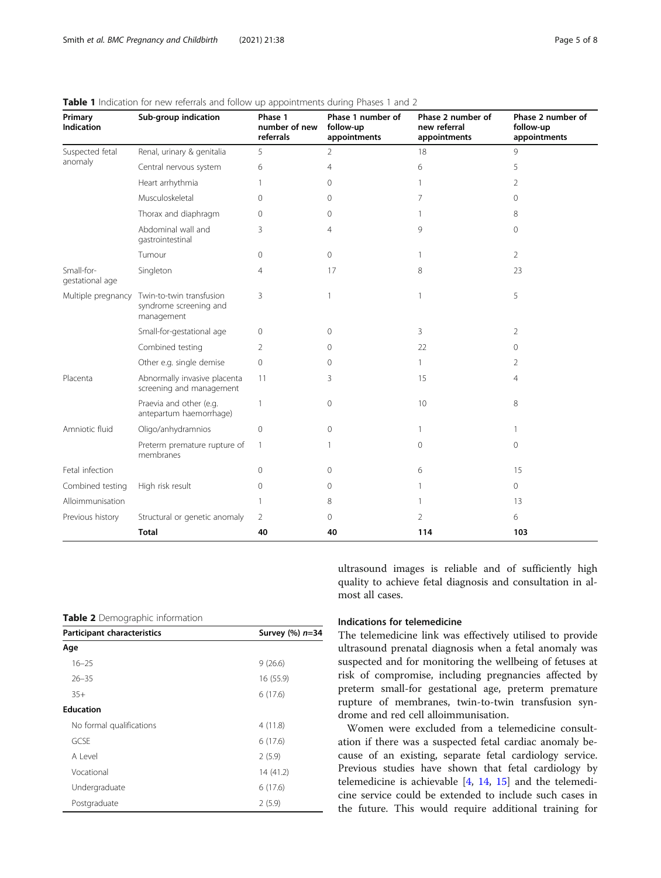**Table 1** Indication for new referrals and follow up appointments during Phases 1 and 2

| Primary Indication | Sub-group indication | Phase 1 number of new referrals | Phase 1 number of follow-up appointments | Phase 2 number of new referral appointments | Phase 2 number of follow-up appointments |
|---|---|---|---|---|---|
| Suspected fetal anomaly | Renal, urinary & genitalia | 5 | 2 | 18 | 9 |
| | Central nervous system | 6 | 4 | 6 | 5 |
| | Heart arrhythmia | 1 | 0 | 1 | 2 |
| | Musculoskeletal | 0 | 0 | 7 | 0 |
| | Thorax and diaphragm | 0 | 0 | 1 | 8 |
| | Abdominal wall and gastrointestinal | 3 | 4 | 9 | 0 |
| | Tumour | 0 | 0 | 1 | 2 |
| Small-for-gestational age | Singleton | 4 | 17 | 8 | 23 |
| Multiple pregnancy | Twin-to-twin transfusion syndrome screening and management | 3 | 1 | 1 | 5 |
| | Small-for-gestational age | 0 | 0 | 3 | 2 |
| | Combined testing | 2 | 0 | 22 | 0 |
| | Other e.g. single demise | 0 | 0 | 1 | 2 |
| Placenta | Abnormally invasive placenta screening and management | 11 | 3 | 15 | 4 |
| | Praevia and other (e.g. antepartum haemorrhage) | 1 | 0 | 10 | 8 |
| Amniotic fluid | Oligo/anhydramnios | 0 | 0 | 1 | 1 |
| | Preterm premature rupture of membranes | 1 | 1 | 0 | 0 |
| Fetal infection | | 0 | 0 | 6 | 15 |
| Combined testing | High risk result | 0 | 0 | 1 | 0 |
| Alloimmunisation | | 1 | 8 | 1 | 13 |
| Previous history | Structural or genetic anomaly | 2 | 0 | 2 | 6 |
| | **Total** | **40** | **40** | **114** | **103** |

**Table 2** Demographic information

| Participant characteristics | Survey (%) $n$=34 |
|---|---|
| **Age** | |
| 16–25 | 9 (26.6) |
| 26–35 | 16 (55.9) |
| 35+ | 6 (17.6) |
| **Education** | |
| No formal qualifications | 4 (11.8) |
| GCSE | 6 (17.6) |
| A Level | 2 (5.9) |
| Vocational | 14 (41.2) |
| Undergraduate | 6 (17.6) |
| Postgraduate | 2 (5.9) |

ultrasound images is reliable and of sufficiently high quality to achieve fetal diagnosis and consultation in almost all cases.

### Indications for telemedicine

The telemedicine link was effectively utilised to provide ultrasound prenatal diagnosis when a fetal anomaly was suspected and for monitoring the wellbeing of fetuses at risk of compromise, including pregnancies affected by preterm small-for gestational age, preterm premature rupture of membranes, twin-to-twin transfusion syndrome and red cell alloimmunisation.

Women were excluded from a telemedicine consultation if there was a suspected fetal cardiac anomaly because of an existing, separate fetal cardiology service. Previous studies have shown that fetal cardiology by telemedicine is achievable [4, 14, 15] and the telemedicine service could be extended to include such cases in the future. This would require additional training for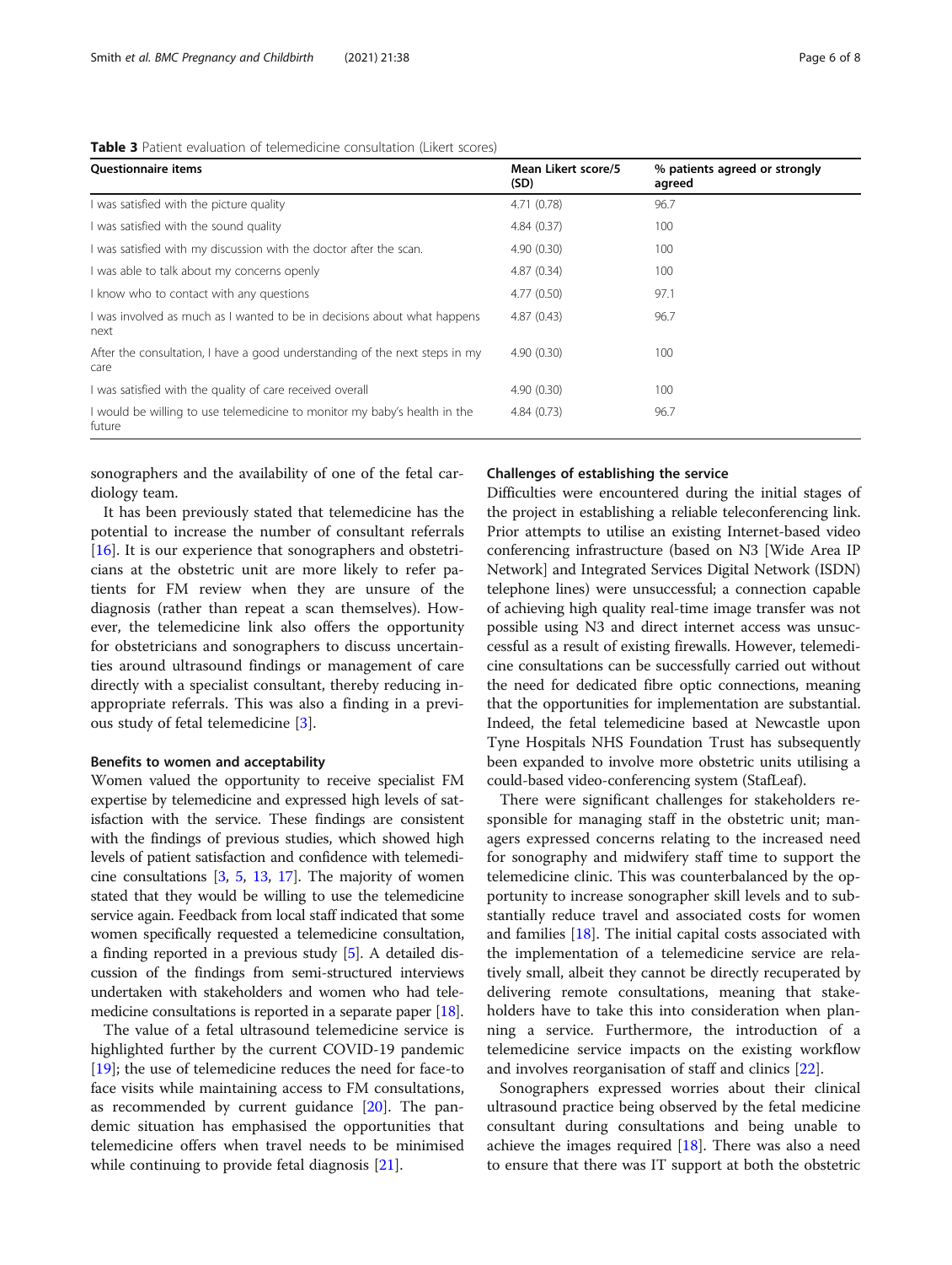**Table 3** Patient evaluation of telemedicine consultation (Likert scores)

| Questionnaire items | Mean Likert score/5 (SD) | % patients agreed or strongly agreed |
|---|---|---|
| I was satisfied with the picture quality | 4.71 (0.78) | 96.7 |
| I was satisfied with the sound quality | 4.84 (0.37) | 100 |
| I was satisfied with my discussion with the doctor after the scan. | 4.90 (0.30) | 100 |
| I was able to talk about my concerns openly | 4.87 (0.34) | 100 |
| I know who to contact with any questions | 4.77 (0.50) | 97.1 |
| I was involved as much as I wanted to be in decisions about what happens next | 4.87 (0.43) | 96.7 |
| After the consultation, I have a good understanding of the next steps in my care | 4.90 (0.30) | 100 |
| I was satisfied with the quality of care received overall | 4.90 (0.30) | 100 |
| I would be willing to use telemedicine to monitor my baby's health in the future | 4.84 (0.73) | 96.7 |

sonographers and the availability of one of the fetal cardiology team.

It has been previously stated that telemedicine has the potential to increase the number of consultant referrals [16]. It is our experience that sonographers and obstetricians at the obstetric unit are more likely to refer patients for FM review when they are unsure of the diagnosis (rather than repeat a scan themselves). However, the telemedicine link also offers the opportunity for obstetricians and sonographers to discuss uncertainties around ultrasound findings or management of care directly with a specialist consultant, thereby reducing inappropriate referrals. This was also a finding in a previous study of fetal telemedicine [3].

### Benefits to women and acceptability

Women valued the opportunity to receive specialist FM expertise by telemedicine and expressed high levels of satisfaction with the service. These findings are consistent with the findings of previous studies, which showed high levels of patient satisfaction and confidence with telemedicine consultations [3, 5, 13, 17]. The majority of women stated that they would be willing to use the telemedicine service again. Feedback from local staff indicated that some women specifically requested a telemedicine consultation, a finding reported in a previous study [5]. A detailed discussion of the findings from semi-structured interviews undertaken with stakeholders and women who had telemedicine consultations is reported in a separate paper [18].

The value of a fetal ultrasound telemedicine service is highlighted further by the current COVID-19 pandemic [19]; the use of telemedicine reduces the need for face-to face visits while maintaining access to FM consultations, as recommended by current guidance [20]. The pandemic situation has emphasised the opportunities that telemedicine offers when travel needs to be minimised while continuing to provide fetal diagnosis [21].

### Challenges of establishing the service

Difficulties were encountered during the initial stages of the project in establishing a reliable teleconferencing link. Prior attempts to utilise an existing Internet-based video conferencing infrastructure (based on N3 [Wide Area IP Network] and Integrated Services Digital Network (ISDN) telephone lines) were unsuccessful; a connection capable of achieving high quality real-time image transfer was not possible using N3 and direct internet access was unsuccessful as a result of existing firewalls. However, telemedicine consultations can be successfully carried out without the need for dedicated fibre optic connections, meaning that the opportunities for implementation are substantial. Indeed, the fetal telemedicine based at Newcastle upon Tyne Hospitals NHS Foundation Trust has subsequently been expanded to involve more obstetric units utilising a could-based video-conferencing system (StafLeaf).

There were significant challenges for stakeholders responsible for managing staff in the obstetric unit; managers expressed concerns relating to the increased need for sonography and midwifery staff time to support the telemedicine clinic. This was counterbalanced by the opportunity to increase sonographer skill levels and to substantially reduce travel and associated costs for women and families [18]. The initial capital costs associated with the implementation of a telemedicine service are relatively small, albeit they cannot be directly recuperated by delivering remote consultations, meaning that stakeholders have to take this into consideration when planning a service. Furthermore, the introduction of a telemedicine service impacts on the existing workflow and involves reorganisation of staff and clinics [22].

Sonographers expressed worries about their clinical ultrasound practice being observed by the fetal medicine consultant during consultations and being unable to achieve the images required [18]. There was also a need to ensure that there was IT support at both the obstetric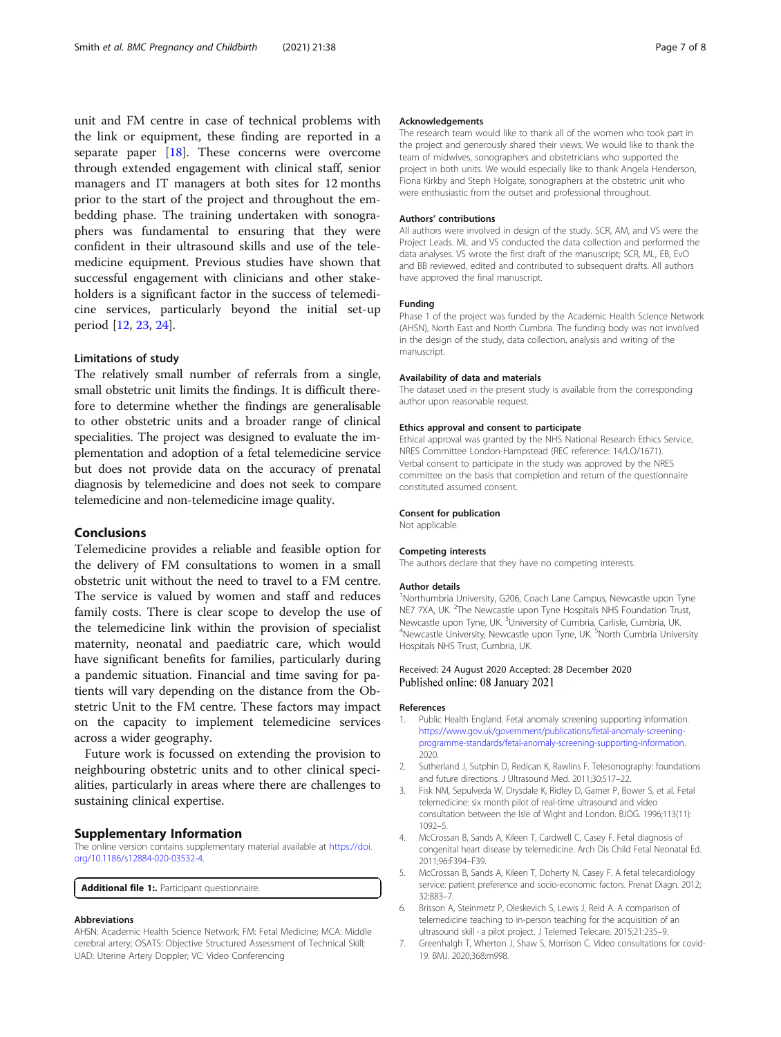unit and FM centre in case of technical problems with the link or equipment, these finding are reported in a separate paper [18]. These concerns were overcome through extended engagement with clinical staff, senior managers and IT managers at both sites for 12 months prior to the start of the project and throughout the embedding phase. The training undertaken with sonographers was fundamental to ensuring that they were confident in their ultrasound skills and use of the telemedicine equipment. Previous studies have shown that successful engagement with clinicians and other stakeholders is a significant factor in the success of telemedicine services, particularly beyond the initial set-up period [12, 23, 24].

### Limitations of study

The relatively small number of referrals from a single, small obstetric unit limits the findings. It is difficult therefore to determine whether the findings are generalisable to other obstetric units and a broader range of clinical specialities. The project was designed to evaluate the implementation and adoption of a fetal telemedicine service but does not provide data on the accuracy of prenatal diagnosis by telemedicine and does not seek to compare telemedicine and non-telemedicine image quality.

## Conclusions

Telemedicine provides a reliable and feasible option for the delivery of FM consultations to women in a small obstetric unit without the need to travel to a FM centre. The service is valued by women and staff and reduces family costs. There is clear scope to develop the use of the telemedicine link within the provision of specialist maternity, neonatal and paediatric care, which would have significant benefits for families, particularly during a pandemic situation. Financial and time saving for patients will vary depending on the distance from the Obstetric Unit to the FM centre. These factors may impact on the capacity to implement telemedicine services across a wider geography.

Future work is focussed on extending the provision to neighbouring obstetric units and to other clinical specialities, particularly in areas where there are challenges to sustaining clinical expertise.

## Supplementary Information

The online version contains supplementary material available at https://doi.org/10.1186/s12884-020-03532-4.

**Additional file 1:.** Participant questionnaire.

### Abbreviations

AHSN: Academic Health Science Network; FM: Fetal Medicine; MCA: Middle cerebral artery; OSATS: Objective Structured Assessment of Technical Skill; UAD: Uterine Artery Doppler; VC: Video Conferencing

### Acknowledgements

The research team would like to thank all of the women who took part in the project and generously shared their views. We would like to thank the team of midwives, sonographers and obstetricians who supported the project in both units. We would especially like to thank Angela Henderson, Fiona Kirkby and Steph Holgate, sonographers at the obstetric unit who were enthusiastic from the outset and professional throughout.

### Authors' contributions

All authors were involved in design of the study. SCR, AM, and VS were the Project Leads. ML and VS conducted the data collection and performed the data analyses. VS wrote the first draft of the manuscript; SCR, ML, EB, EvO and BB reviewed, edited and contributed to subsequent drafts. All authors have approved the final manuscript.

### Funding

Phase 1 of the project was funded by the Academic Health Science Network (AHSN), North East and North Cumbria. The funding body was not involved in the design of the study, data collection, analysis and writing of the manuscript.

### Availability of data and materials

The dataset used in the present study is available from the corresponding author upon reasonable request.

### Ethics approval and consent to participate

Ethical approval was granted by the NHS National Research Ethics Service, NRES Committee London-Hampstead (REC reference: 14/LO/1671). Verbal consent to participate in the study was approved by the NRES committee on the basis that completion and return of the questionnaire constituted assumed consent.

### Consent for publication

Not applicable.

### Competing interests

The authors declare that they have no competing interests.

### Author details

[1]Northumbria University, G206, Coach Lane Campus, Newcastle upon Tyne NE7 7XA, UK. [2]The Newcastle upon Tyne Hospitals NHS Foundation Trust, Newcastle upon Tyne, UK. [3]University of Cumbria, Carlisle, Cumbria, UK. [4]Newcastle University, Newcastle upon Tyne, UK. [5]North Cumbria University Hospitals NHS Trust, Cumbria, UK.

Received: 24 August 2020 Accepted: 28 December 2020
Published online: 08 January 2021

### References

1. Public Health England. Fetal anomaly screening supporting information. https://www.gov.uk/government/publications/fetal-anomaly-screening-programme-standards/fetal-anomaly-screening-supporting-information. 2020.
2. Sutherland J, Sutpin D, Redican K, Rawlins F. Telesonography: foundations and future directions. J Ultrasound Med. 2011;30:517–22.
3. Fisk NM, Sepulveda W, Drysdale K, Ridley D, Garner P, Bower S, et al. Fetal telemedicine: six month pilot of real-time ultrasound and video consultation between the Isle of Wight and London. BJOG. 1996;113(11):1092–5.
4. McCrossan B, Sands A, Kileen T, Cardwell C, Casey F. Fetal diagnosis of congenital heart disease by telemedicine. Arch Dis Child Fetal Neonatal Ed. 2011;96:F394–F39.
5. McCrossan B, Sands A, Kileen T, Doherty N, Casey F. A fetal telecardiology service: patient preference and socio-economic factors. Prenat Diagn. 2012;32:883–7.
6. Brisson A, Steinmetz P, Oleskevich S, Lewis J, Reid A. A comparison of telemedicine teaching to in-person teaching for the acquisition of an ultrasound skill - a pilot project. J Telemed Telecare. 2015;21:235–9.
7. Greenhalgh T, Wherton J, Shaw S, Morrison C. Video consultations for covid-19. BMJ. 2020;368:m998.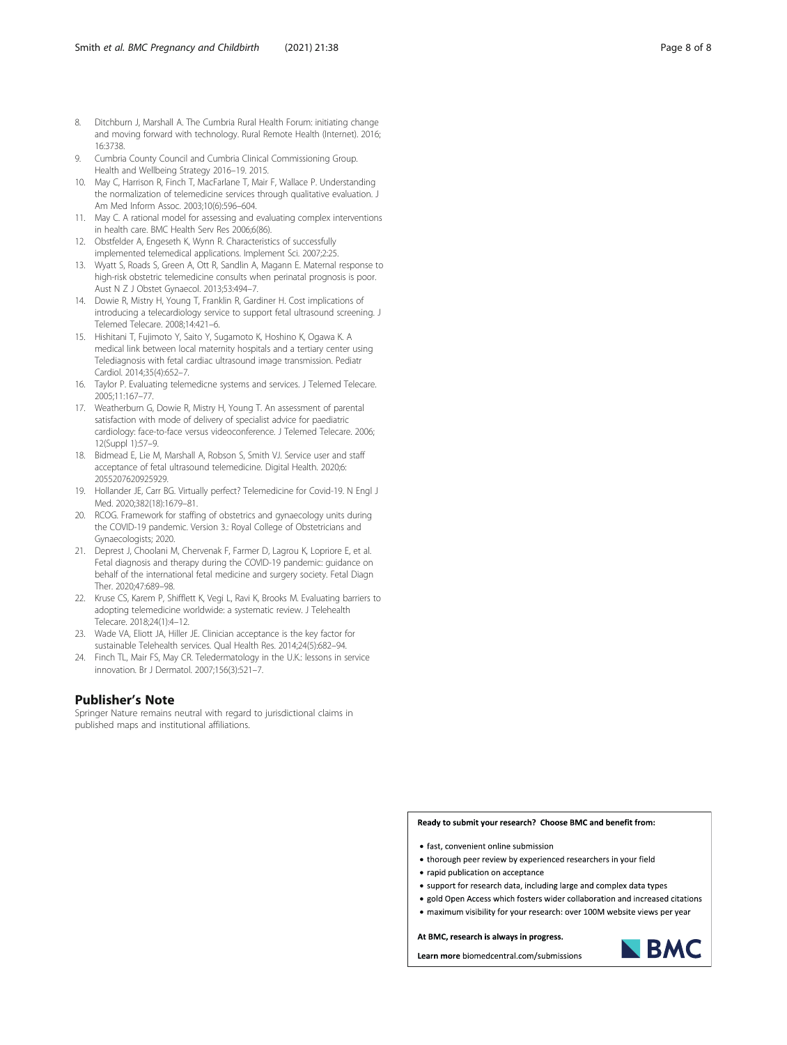8. Ditchburn J, Marshall A. The Cumbria Rural Health Forum: initiating change and moving forward with technology. Rural Remote Health (Internet). 2016; 16:3738.
9. Cumbria County Council and Cumbria Clinical Commissioning Group. Health and Wellbeing Strategy 2016–19. 2015.
10. May C, Harrison R, Finch T, MacFarlane T, Mair F, Wallace P. Understanding the normalization of telemedicine services through qualitative evaluation. J Am Med Inform Assoc. 2003;10(6):596–604.
11. May C. A rational model for assessing and evaluating complex interventions in health care. BMC Health Serv Res 2006;6(86).
12. Obstfelder A, Engeseth K, Wynn R. Characteristics of successfully implemented telemedical applications. Implement Sci. 2007;2:25.
13. Wyatt S, Roads S, Green A, Ott R, Sandlin A, Magann E. Maternal response to high-risk obstetric telemedicine consults when perinatal prognosis is poor. Aust N Z J Obstet Gynaecol. 2013;53:494–7.
14. Dowie R, Mistry H, Young T, Franklin R, Gardiner H. Cost implications of introducing a telecardiology service to support fetal ultrasound screening. J Telemed Telecare. 2008;14:421–6.
15. Hishitani T, Fujimoto Y, Saito Y, Sugamoto K, Hoshino K, Ogawa K. A medical link between local maternity hospitals and a tertiary center using Telediagnosis with fetal cardiac ultrasound image transmission. Pediatr Cardiol. 2014;35(4):652–7.
16. Taylor P. Evaluating telemedicne systems and services. J Telemed Telecare. 2005;11:167–77.
17. Weatherburn G, Dowie R, Mistry H, Young T. An assessment of parental satisfaction with mode of delivery of specialist advice for paediatric cardiology: face-to-face versus videoconference. J Telemed Telecare. 2006; 12(Suppl 1):57–9.
18. Bidmead E, Lie M, Marshall A, Robson S, Smith VJ. Service user and staff acceptance of fetal ultrasound telemedicine. Digital Health. 2020;6: 2055207620925929.
19. Hollander JE, Carr BG. Virtually perfect? Telemedicine for Covid-19. N Engl J Med. 2020;382(18):1679–81.
20. RCOG. Framework for staffing of obstetrics and gynaecology units during the COVID-19 pandemic. Version 3.: Royal College of Obstetricians and Gynaecologists; 2020.
21. Deprest J, Choolani M, Chervenak F, Farmer D, Lagrou K, Lopriore E, et al. Fetal diagnosis and therapy during the COVID-19 pandemic: guidance on behalf of the international fetal medicine and surgery society. Fetal Diagn Ther. 2020;47:689–98.
22. Kruse CS, Karem P, Shifflett K, Vegi L, Ravi K, Brooks M. Evaluating barriers to adopting telemedicine worldwide: a systematic review. J Telehealth Telecare. 2018;24(1):4–12.
23. Wade VA, Eliott JA, Hiller JE. Clinician acceptance is the key factor for sustainable Telehealth services. Qual Health Res. 2014;24(5):682–94.
24. Finch TL, Mair FS, May CR. Teledermatology in the U.K.: lessons in service innovation. Br J Dermatol. 2007;156(3):521–7.

## Publisher's Note

Springer Nature remains neutral with regard to jurisdictional claims in published maps and institutional affiliations.

**Ready to submit your research? Choose BMC and benefit from:**

- fast, convenient online submission
- thorough peer review by experienced researchers in your field
- rapid publication on acceptance
- support for research data, including large and complex data types
- gold Open Access which fosters wider collaboration and increased citations
- maximum visibility for your research: over 100M website views per year

**At BMC, research is always in progress.**

**Learn more** biomedcentral.com/submissions

BMC